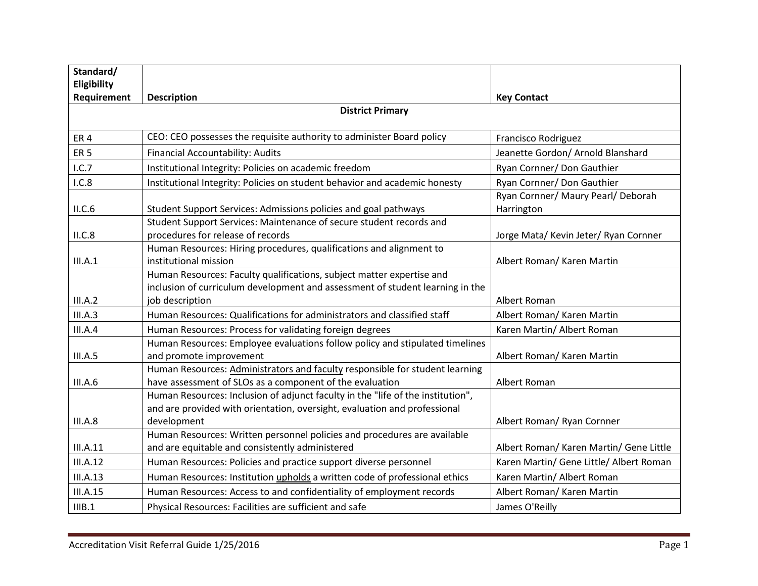| Standard/ Eligibility Requirement | Description | Key Contact |
|---|---|---|
| **District Primary** | | |
| ER 4 | CEO: CEO possesses the requisite authority to administer Board policy | Francisco Rodriguez |
| ER 5 | Financial Accountability: Audits | Jeanette Gordon/ Arnold Blanshard |
| I.C.7 | Institutional Integrity: Policies on academic freedom | Ryan Cornner/ Don Gauthier |
| I.C.8 | Institutional Integrity: Policies on student behavior and academic honesty | Ryan Cornner/ Don Gauthier |
| II.C.6 | Student Support Services: Admissions policies and goal pathways | Ryan Cornner/ Maury Pearl/ Deborah Harrington |
| II.C.8 | Student Support Services: Maintenance of secure student records and procedures for release of records | Jorge Mata/ Kevin Jeter/ Ryan Cornner |
| III.A.1 | Human Resources: Hiring procedures, qualifications and alignment to institutional mission | Albert Roman/ Karen Martin |
| III.A.2 | Human Resources: Faculty qualifications, subject matter expertise and inclusion of curriculum development and assessment of student learning in the job description | Albert Roman |
| III.A.3 | Human Resources: Qualifications for administrators and classified staff | Albert Roman/ Karen Martin |
| III.A.4 | Human Resources: Process for validating foreign degrees | Karen Martin/ Albert Roman |
| III.A.5 | Human Resources: Employee evaluations follow policy and stipulated timelines and promote improvement | Albert Roman/ Karen Martin |
| III.A.6 | Human Resources: Administrators and faculty responsible for student learning have assessment of SLOs as a component of the evaluation | Albert Roman |
| III.A.8 | Human Resources: Inclusion of adjunct faculty in the "life of the institution", and are provided with orientation, oversight, evaluation and professional development | Albert Roman/ Ryan Cornner |
| III.A.11 | Human Resources: Written personnel policies and procedures are available and are equitable and consistently administered | Albert Roman/ Karen Martin/ Gene Little |
| III.A.12 | Human Resources: Policies and practice support diverse personnel | Karen Martin/ Gene Little/ Albert Roman |
| III.A.13 | Human Resources: Institution upholds a written code of professional ethics | Karen Martin/ Albert Roman |
| III.A.15 | Human Resources: Access to and confidentiality of employment records | Albert Roman/ Karen Martin |
| IIIB.1 | Physical Resources: Facilities are sufficient and safe | James O'Reilly |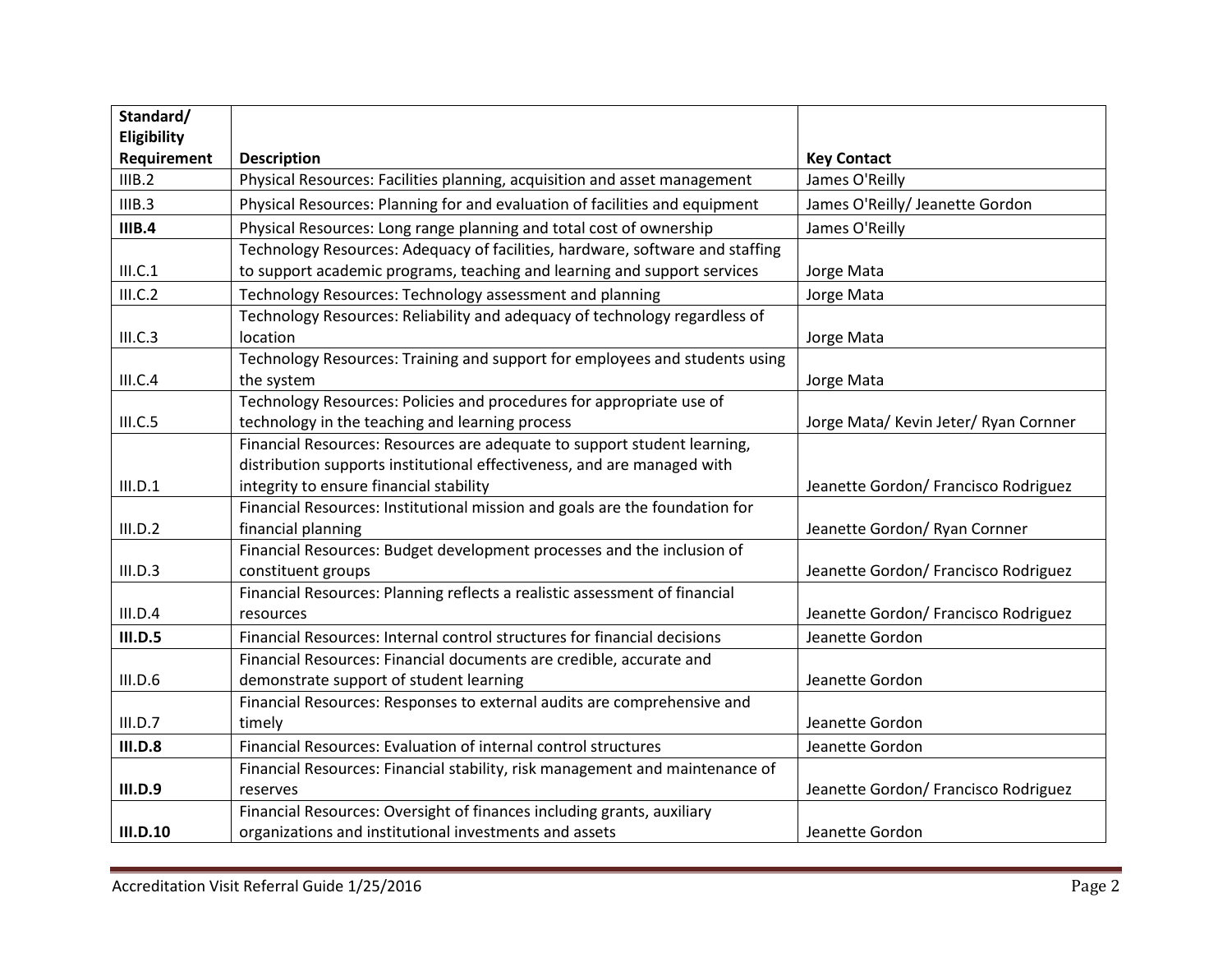| Standard/ Eligibility Requirement | Description | Key Contact |
|---|---|---|
| IIIB.2 | Physical Resources: Facilities planning, acquisition and asset management | James O'Reilly |
| IIIB.3 | Physical Resources: Planning for and evaluation of facilities and equipment | James O'Reilly/ Jeanette Gordon |
| **IIIB.4** | Physical Resources: Long range planning and total cost of ownership | James O'Reilly |
| III.C.1 | Technology Resources: Adequacy of facilities, hardware, software and staffing to support academic programs, teaching and learning and support services | Jorge Mata |
| III.C.2 | Technology Resources: Technology assessment and planning | Jorge Mata |
| III.C.3 | Technology Resources: Reliability and adequacy of technology regardless of location | Jorge Mata |
| III.C.4 | Technology Resources: Training and support for employees and students using the system | Jorge Mata |
| III.C.5 | Technology Resources: Policies and procedures for appropriate use of technology in the teaching and learning process | Jorge Mata/ Kevin Jeter/ Ryan Cornner |
| III.D.1 | Financial Resources: Resources are adequate to support student learning, distribution supports institutional effectiveness, and are managed with integrity to ensure financial stability | Jeanette Gordon/ Francisco Rodriguez |
| III.D.2 | Financial Resources: Institutional mission and goals are the foundation for financial planning | Jeanette Gordon/ Ryan Cornner |
| III.D.3 | Financial Resources: Budget development processes and the inclusion of constituent groups | Jeanette Gordon/ Francisco Rodriguez |
| III.D.4 | Financial Resources: Planning reflects a realistic assessment of financial resources | Jeanette Gordon/ Francisco Rodriguez |
| **III.D.5** | Financial Resources: Internal control structures for financial decisions | Jeanette Gordon |
| III.D.6 | Financial Resources: Financial documents are credible, accurate and demonstrate support of student learning | Jeanette Gordon |
| III.D.7 | Financial Resources: Responses to external audits are comprehensive and timely | Jeanette Gordon |
| **III.D.8** | Financial Resources: Evaluation of internal control structures | Jeanette Gordon |
| **III.D.9** | Financial Resources: Financial stability, risk management and maintenance of reserves | Jeanette Gordon/ Francisco Rodriguez |
| **III.D.10** | Financial Resources: Oversight of finances including grants, auxiliary organizations and institutional investments and assets | Jeanette Gordon |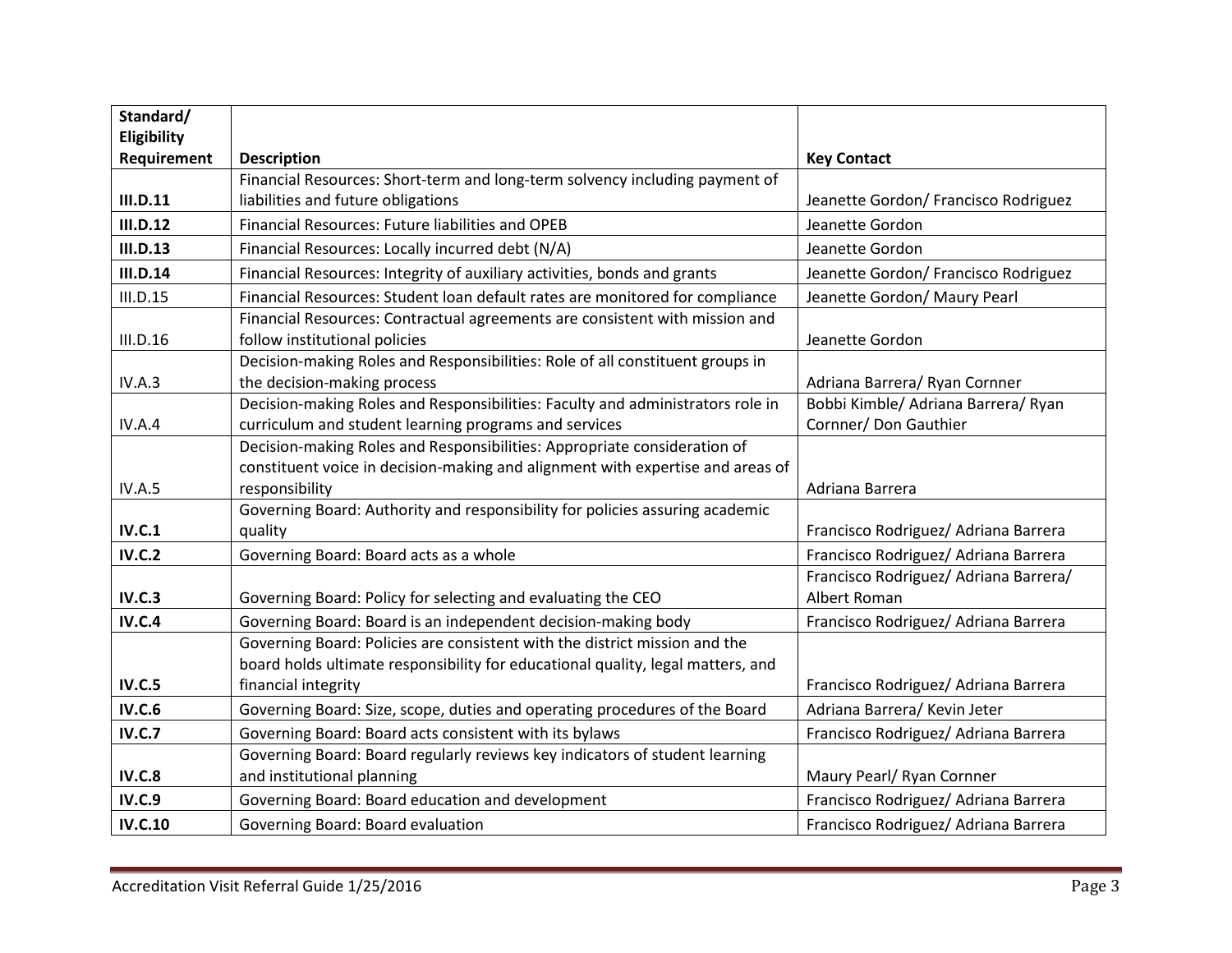| Standard/ Eligibility Requirement | Description | Key Contact |
|---|---|---|
| **III.D.11** | Financial Resources: Short-term and long-term solvency including payment of liabilities and future obligations | Jeanette Gordon/ Francisco Rodriguez |
| **III.D.12** | Financial Resources: Future liabilities and OPEB | Jeanette Gordon |
| **III.D.13** | Financial Resources: Locally incurred debt (N/A) | Jeanette Gordon |
| **III.D.14** | Financial Resources: Integrity of auxiliary activities, bonds and grants | Jeanette Gordon/ Francisco Rodriguez |
| III.D.15 | Financial Resources: Student loan default rates are monitored for compliance | Jeanette Gordon/ Maury Pearl |
| III.D.16 | Financial Resources: Contractual agreements are consistent with mission and follow institutional policies | Jeanette Gordon |
| IV.A.3 | Decision-making Roles and Responsibilities: Role of all constituent groups in the decision-making process | Adriana Barrera/ Ryan Cornner |
| IV.A.4 | Decision-making Roles and Responsibilities: Faculty and administrators role in curriculum and student learning programs and services | Bobbi Kimble/ Adriana Barrera/ Ryan Cornner/ Don Gauthier |
| IV.A.5 | Decision-making Roles and Responsibilities: Appropriate consideration of constituent voice in decision-making and alignment with expertise and areas of responsibility | Adriana Barrera |
| **IV.C.1** | Governing Board: Authority and responsibility for policies assuring academic quality | Francisco Rodriguez/ Adriana Barrera |
| **IV.C.2** | Governing Board: Board acts as a whole | Francisco Rodriguez/ Adriana Barrera |
| **IV.C.3** | Governing Board: Policy for selecting and evaluating the CEO | Francisco Rodriguez/ Adriana Barrera/ Albert Roman |
| **IV.C.4** | Governing Board: Board is an independent decision-making body | Francisco Rodriguez/ Adriana Barrera |
| **IV.C.5** | Governing Board: Policies are consistent with the district mission and the board holds ultimate responsibility for educational quality, legal matters, and financial integrity | Francisco Rodriguez/ Adriana Barrera |
| **IV.C.6** | Governing Board: Size, scope, duties and operating procedures of the Board | Adriana Barrera/ Kevin Jeter |
| **IV.C.7** | Governing Board: Board acts consistent with its bylaws | Francisco Rodriguez/ Adriana Barrera |
| **IV.C.8** | Governing Board: Board regularly reviews key indicators of student learning and institutional planning | Maury Pearl/ Ryan Cornner |
| **IV.C.9** | Governing Board: Board education and development | Francisco Rodriguez/ Adriana Barrera |
| **IV.C.10** | Governing Board: Board evaluation | Francisco Rodriguez/ Adriana Barrera |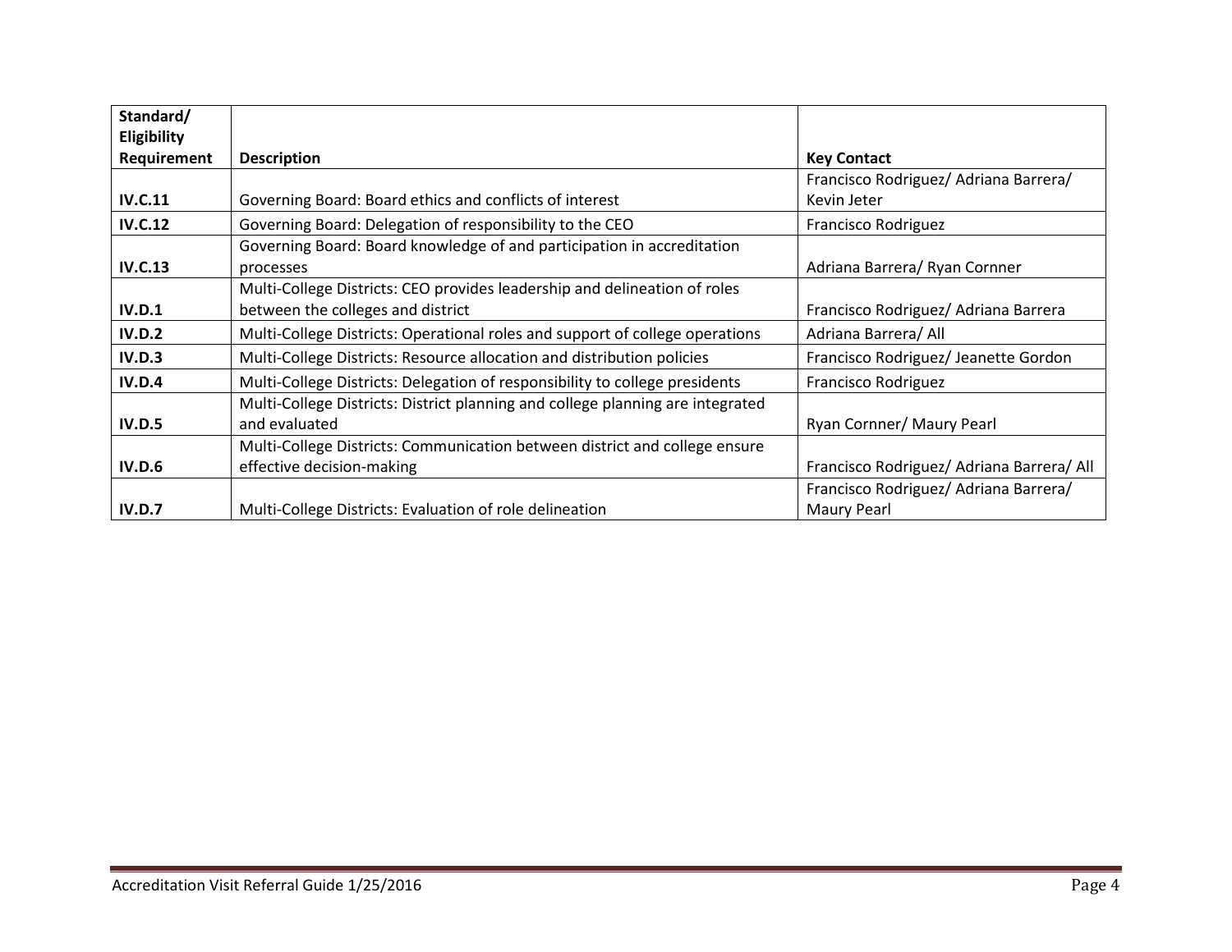| Standard/ Eligibility Requirement | Description | Key Contact |
|---|---|---|
| **IV.C.11** | Governing Board: Board ethics and conflicts of interest | Francisco Rodriguez/ Adriana Barrera/ Kevin Jeter |
| **IV.C.12** | Governing Board: Delegation of responsibility to the CEO | Francisco Rodriguez |
| **IV.C.13** | Governing Board: Board knowledge of and participation in accreditation processes | Adriana Barrera/ Ryan Cornner |
| **IV.D.1** | Multi-College Districts: CEO provides leadership and delineation of roles between the colleges and district | Francisco Rodriguez/ Adriana Barrera |
| **IV.D.2** | Multi-College Districts: Operational roles and support of college operations | Adriana Barrera/ All |
| **IV.D.3** | Multi-College Districts: Resource allocation and distribution policies | Francisco Rodriguez/ Jeanette Gordon |
| **IV.D.4** | Multi-College Districts: Delegation of responsibility to college presidents | Francisco Rodriguez |
| **IV.D.5** | Multi-College Districts: District planning and college planning are integrated and evaluated | Ryan Cornner/ Maury Pearl |
| **IV.D.6** | Multi-College Districts: Communication between district and college ensure effective decision-making | Francisco Rodriguez/ Adriana Barrera/ All |
| **IV.D.7** | Multi-College Districts: Evaluation of role delineation | Francisco Rodriguez/ Adriana Barrera/ Maury Pearl |